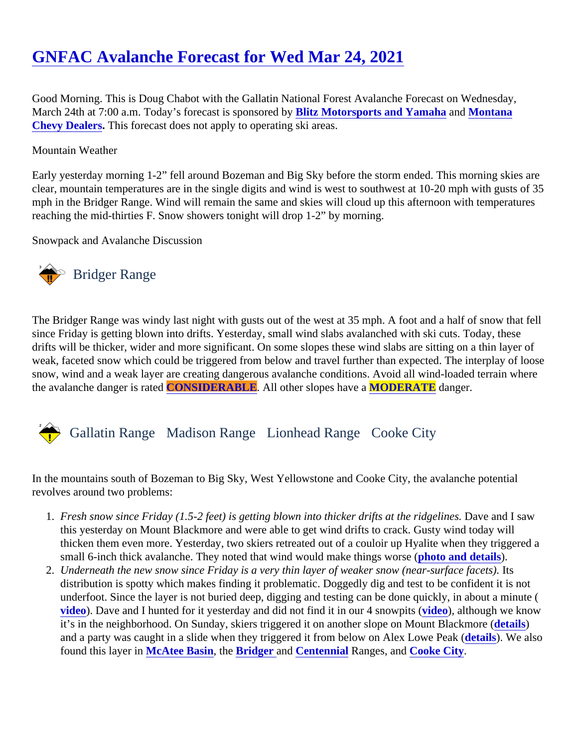# GNFAC Avalanche Forecast for Wed Mar 24, 2021

Good Morning. This is Doug Chabot with the Gallatin National Forest Avalanche Forecast on Wednesday, March 24th at 7:00 a.m. Today's forecast is sponsored by **Blitz Motorsports and Yamaha** and **Montana Chevy Dealers**. This forecast does not apply to operating ski areas.

Mountain Weather

Early yesterday morning 1-2" fell around Bozeman and Big Sky before the storm ended. This morning skies are clear, mountain temperatures are in the single digits and wind is west to southwest at 10-20 mph with gusts of 35 mph in the Bridger Range. Wind will remain the same and skies will cloud up this afternoon with temperatures reaching the mid-thirties F. Snow showers tonight will drop 1-2" by morning.

Snowpack and Avalanche Discussion

## Bridger Range

The Bridger Range was windy last night with gusts out of the west at 35 mph. A foot and a half of snow that fell since Friday is getting blown into drifts. Yesterday, small wind slabs avalanched with ski cuts. Today, these drifts will be thicker, wider and more significant. On some slopes these wind slabs are sitting on a thin layer of weak, faceted snow which could be triggered from below and travel further than expected. The interplay of loose snow, wind and a weak layer are creating dangerous avalanche conditions. Avoid all wind-loaded terrain where the avalanche danger is rated **CONSIDERABLE**. All other slopes have a **MODERATE** danger.

## Gallatin Range Madison Range Lionhead Range Cooke City

In the mountains south of Bozeman to Big Sky, West Yellowstone and Cooke City, the avalanche potential revolves around two problems:

1. *Fresh snow since Friday (1.5-2 feet) is getting blown into thicker drifts at the ridgelines.* Dave and I saw this yesterday on Mount Blackmore and were able to get wind drifts to crack. Gusty wind today will thicken them even more. Yesterday, two skiers retreated out of a couloir up Hyalite when they triggered a small 6-inch thick avalanche. They noted that wind would make things worse (**photo and details**).
2. *Underneath the new snow since Friday is a very thin layer of weaker snow (near-surface facets).* Its distribution is spotty which makes finding it problematic. Doggedly dig and test to be confident it is not underfoot. Since the layer is not buried deep, digging and testing can be done quickly, in about a minute (**video**). Dave and I hunted for it yesterday and did not find it in our 4 snowpits (**video**), although we know it's in the neighborhood. On Sunday, skiers triggered it on another slope on Mount Blackmore (**details**) and a party was caught in a slide when they triggered it from below on Alex Lowe Peak (**details**). We also found this layer in **McAtee Basin**, the **Bridger** and **Centennial** Ranges, and **Cooke City**.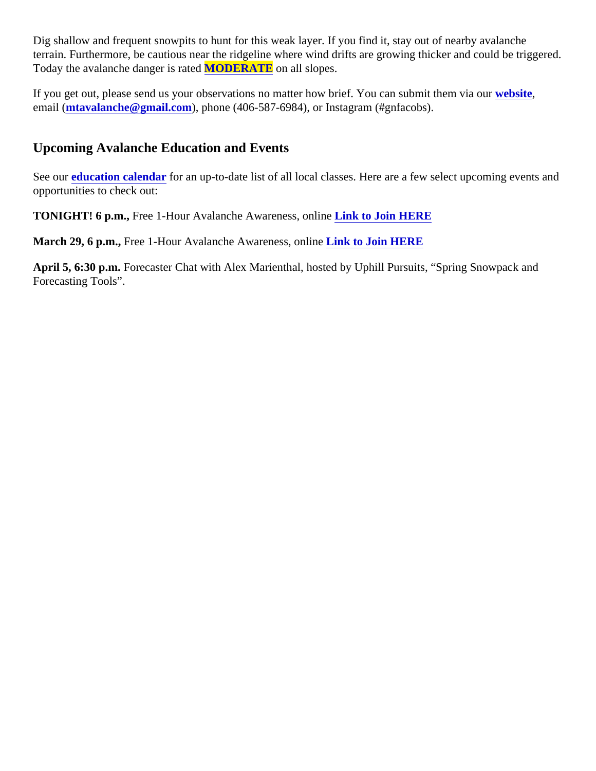Dig shallow and frequent snowpits to hunt for this weak layer. If you find it, stay out of nearby avalanche terrain. Furthermore, be cautious near the ridgeline where wind drifts are growing thicker and could be triggered. Today the avalanche danger is rated **MODERATE** on all slopes.

If you get out, please send us your observations no matter how brief. You can submit them via our **website**, email (**mtavalanche@gmail.com**), phone (406-587-6984), or Instagram (#gnfacobs).

## Upcoming Avalanche Education and Events

See our **education calendar** for an up-to-date list of all local classes. Here are a few select upcoming events and opportunities to check out:

**TONIGHT! 6 p.m.,** Free 1-Hour Avalanche Awareness, online **Link to Join HERE**

**March 29, 6 p.m.,** Free 1-Hour Avalanche Awareness, online **Link to Join HERE**

**April 5, 6:30 p.m.** Forecaster Chat with Alex Marienthal, hosted by Uphill Pursuits, "Spring Snowpack and Forecasting Tools".